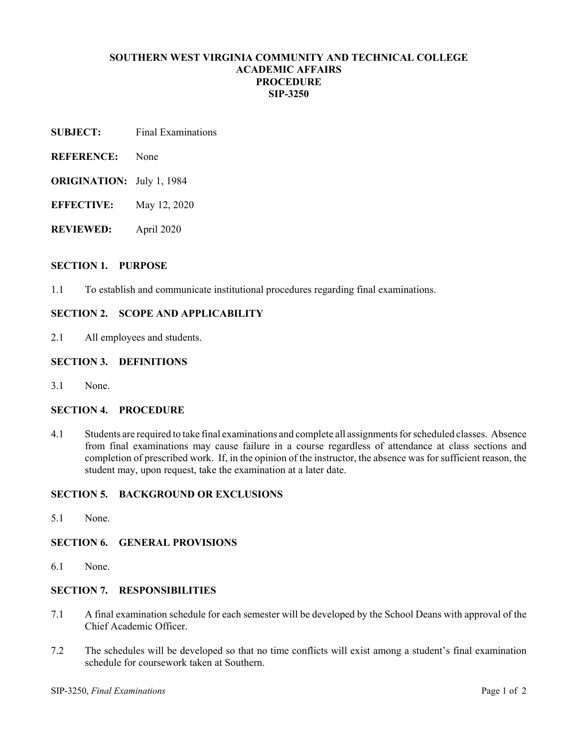**SOUTHERN WEST VIRGINIA COMMUNITY AND TECHNICAL COLLEGE**
**ACADEMIC AFFAIRS**
**PROCEDURE**
**SIP-3250**

**SUBJECT:** Final Examinations

**REFERENCE:** None

**ORIGINATION:** July 1, 1984

**EFFECTIVE:** May 12, 2020

**REVIEWED:** April 2020

## SECTION 1. PURPOSE

1.1 To establish and communicate institutional procedures regarding final examinations.

## SECTION 2. SCOPE AND APPLICABILITY

2.1 All employees and students.

## SECTION 3. DEFINITIONS

3.1 None.

## SECTION 4. PROCEDURE

4.1 Students are required to take final examinations and complete all assignments for scheduled classes. Absence from final examinations may cause failure in a course regardless of attendance at class sections and completion of prescribed work. If, in the opinion of the instructor, the absence was for sufficient reason, the student may, upon request, take the examination at a later date.

## SECTION 5. BACKGROUND OR EXCLUSIONS

5.1 None.

## SECTION 6. GENERAL PROVISIONS

6.1 None.

## SECTION 7. RESPONSIBILITIES

7.1 A final examination schedule for each semester will be developed by the School Deans with approval of the Chief Academic Officer.

7.2 The schedules will be developed so that no time conflicts will exist among a student's final examination schedule for coursework taken at Southern.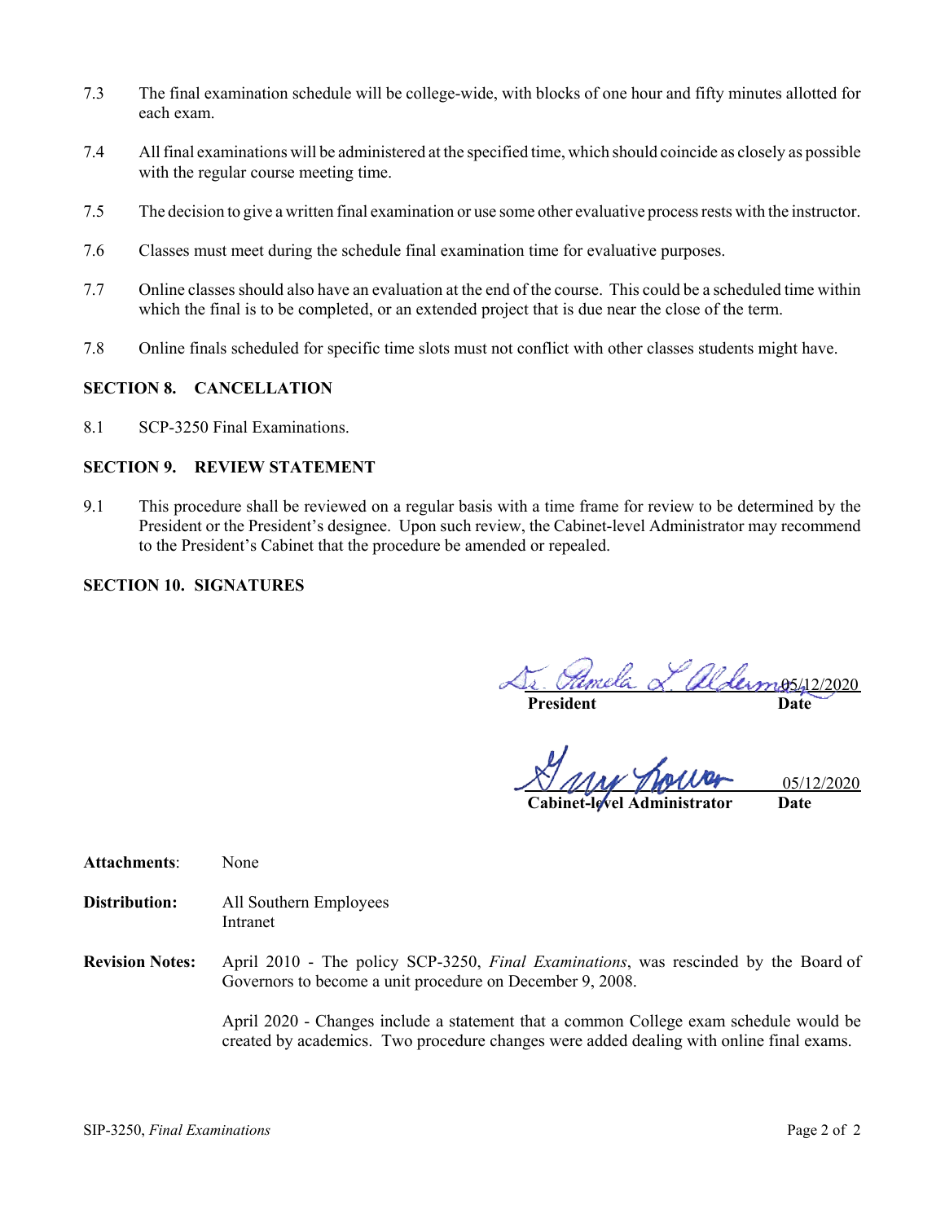7.3 The final examination schedule will be college-wide, with blocks of one hour and fifty minutes allotted for each exam.

7.4 All final examinations will be administered at the specified time, which should coincide as closely as possible with the regular course meeting time.

7.5 The decision to give a written final examination or use some other evaluative process rests with the instructor.

7.6 Classes must meet during the schedule final examination time for evaluative purposes.

7.7 Online classes should also have an evaluation at the end of the course. This could be a scheduled time within which the final is to be completed, or an extended project that is due near the close of the term.

7.8 Online finals scheduled for specific time slots must not conflict with other classes students might have.

**SECTION 8. CANCELLATION**

8.1 SCP-3250 Final Examinations.

**SECTION 9. REVIEW STATEMENT**

9.1 This procedure shall be reviewed on a regular basis with a time frame for review to be determined by the President or the President's designee. Upon such review, the Cabinet-level Administrator may recommend to the President's Cabinet that the procedure be amended or repealed.

**SECTION 10. SIGNATURES**

Dr. Pamela L. Alderman 05/12/2020
**President** **Date**

Gary Hower 05/12/2020
**Cabinet-level Administrator** **Date**

**Attachments**: None

**Distribution:** All Southern Employees
Intranet

**Revision Notes:** April 2010 - The policy SCP-3250, *Final Examinations*, was rescinded by the Board of Governors to become a unit procedure on December 9, 2008.

April 2020 - Changes include a statement that a common College exam schedule would be created by academics. Two procedure changes were added dealing with online final exams.